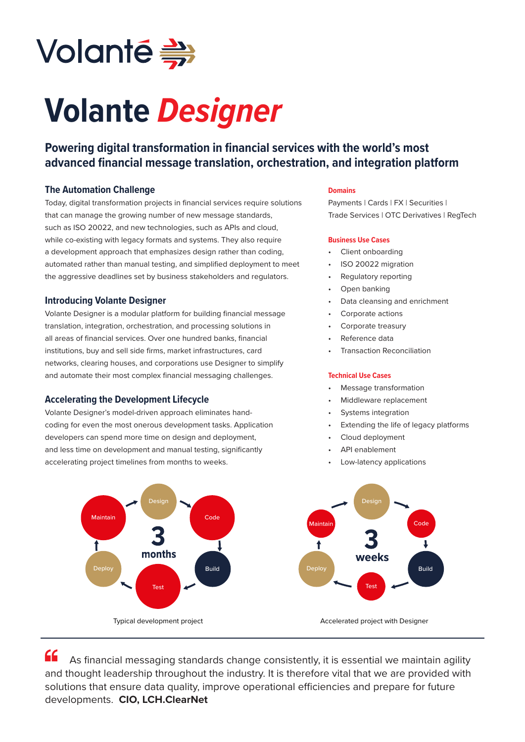Volanté

# Volante *Designer*

## Powering digital transformation in financial services with the world's most advanced financial message translation, orchestration, and integration platform

### The Automation Challenge

Today, digital transformation projects in financial services require solutions that can manage the growing number of new message standards, such as ISO 20022, and new technologies, such as APIs and cloud, while co-existing with legacy formats and systems. They also require a development approach that emphasizes design rather than coding, automated rather than manual testing, and simplified deployment to meet the aggressive deadlines set by business stakeholders and regulators.

### Introducing Volante Designer

Volante Designer is a modular platform for building financial message translation, integration, orchestration, and processing solutions in all areas of financial services. Over one hundred banks, financial institutions, buy and sell side firms, market infrastructures, card networks, clearing houses, and corporations use Designer to simplify and automate their most complex financial messaging challenges.

### Accelerating the Development Lifecycle

Volante Designer's model-driven approach eliminates hand-coding for even the most onerous development tasks. Application developers can spend more time on design and deployment, and less time on development and manual testing, significantly accelerating project timelines from months to weeks.

#### Domains

Payments | Cards | FX | Securities | Trade Services | OTC Derivatives | RegTech

#### Business Use Cases

- Client onboarding
- ISO 20022 migration
- Regulatory reporting
- Open banking
- Data cleansing and enrichment
- Corporate actions
- Corporate treasury
- Reference data
- Transaction Reconciliation

#### Technical Use Cases

- Message transformation
- Middleware replacement
- Systems integration
- Extending the life of legacy platforms
- Cloud deployment
- API enablement
- Low-latency applications

Design
Code
Build
Test
Deploy
Maintain
3 months

Typical development project

Design
Code
Build
Test
Deploy
Maintain
3 weeks

Accelerated project with Designer

> As financial messaging standards change consistently, it is essential we maintain agility and thought leadership throughout the industry. It is therefore vital that we are provided with solutions that ensure data quality, improve operational efficiencies and prepare for future developments. **CIO, LCH.ClearNet**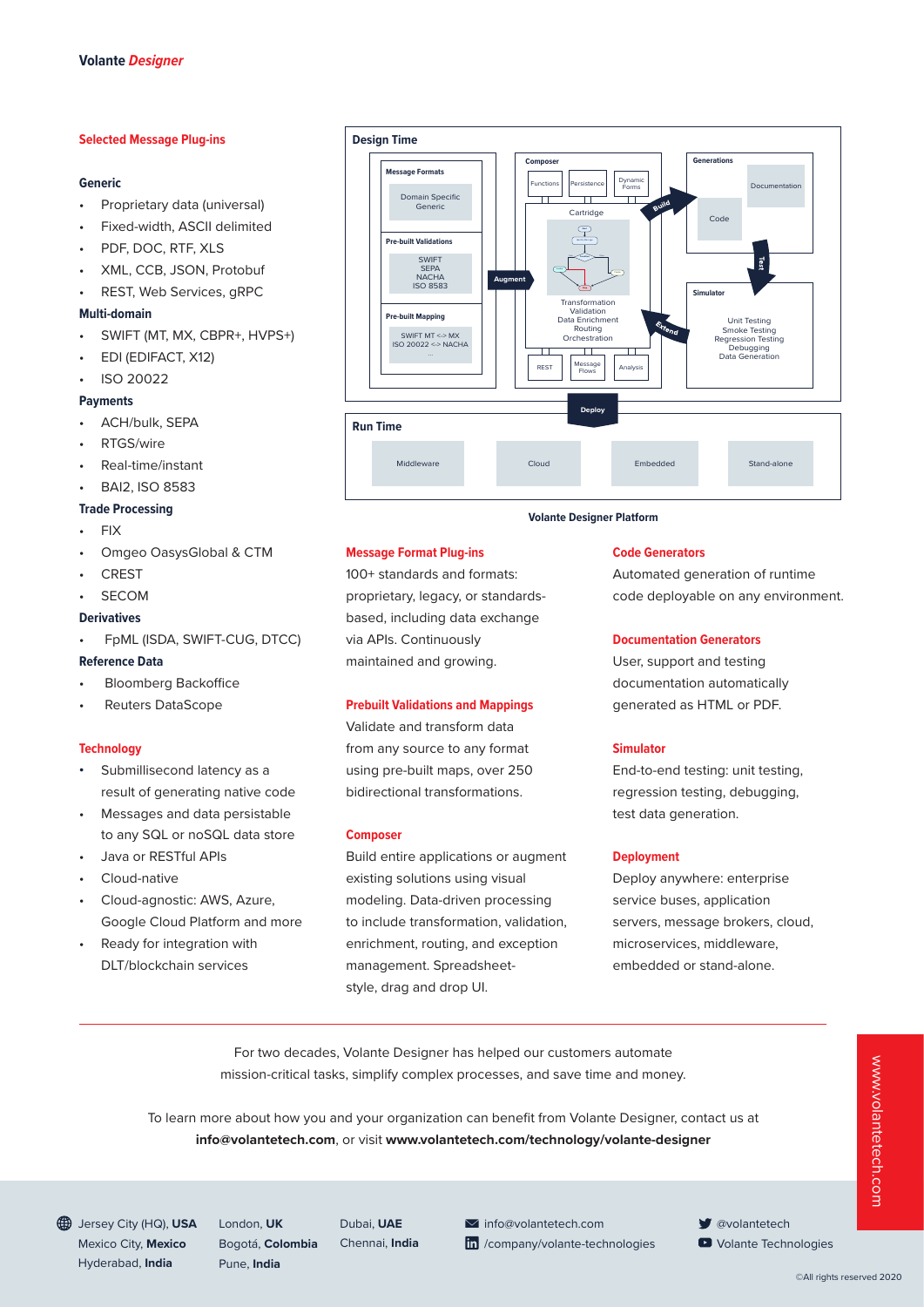**Volante** ***Designer***

## Selected Message Plug-ins

### Generic

- Proprietary data (universal)
- Fixed-width, ASCII delimited
- PDF, DOC, RTF, XLS
- XML, CCB, JSON, Protobuf
- REST, Web Services, gRPC

### Multi-domain

- SWIFT (MT, MX, CBPR+, HVPS+)
- EDI (EDIFACT, X12)
- ISO 20022

### Payments

- ACH/bulk, SEPA
- RTGS/wire
- Real-time/instant
- BAI2, ISO 8583

### Trade Processing

- FIX
- Omgeo OasysGlobal & CTM
- CREST
- SECOM

### Derivatives

- FpML (ISDA, SWIFT-CUG, DTCC)

### Reference Data

- Bloomberg Backoffice
- Reuters DataScope

## Technology

- Submillisecond latency as a result of generating native code
- Messages and data persistable to any SQL or noSQL data store
- Java or RESTful APIs
- Cloud-native
- Cloud-agnostic: AWS, Azure, Google Cloud Platform and more
- Ready for integration with DLT/blockchain services

Design Time

Message Formats
Domain Specific
Generic

Pre-built Validations
SWIFT
SEPA
NACHA
ISO 8583

Pre-built Mapping
SWIFT MT <-> MX
ISO 20022 <-> NACHA
...

Augment

Composer
Functions
Persistence
Dynamic Forms
Cartridge
Transformation
Validation
Data Enrichment
Routing
Orchestration
REST
Message Flows
Analysis

Build

Generations
Documentation
Code

Test

Extend

Simulator
Unit Testing
Smoke Testing
Regression Testing
Debugging
Data Generation

Deploy

Run Time
Middleware
Cloud
Embedded
Stand-alone

**Volante Designer Platform**

## Message Format Plug-ins

100+ standards and formats: proprietary, legacy, or standards-based, including data exchange via APIs. Continuously maintained and growing.

## Prebuilt Validations and Mappings

Validate and transform data from any source to any format using pre-built maps, over 250 bidirectional transformations.

## Composer

Build entire applications or augment existing solutions using visual modeling. Data-driven processing to include transformation, validation, enrichment, routing, and exception management. Spreadsheet-style, drag and drop UI.

## Code Generators

Automated generation of runtime code deployable on any environment.

## Documentation Generators

User, support and testing documentation automatically generated as HTML or PDF.

## Simulator

End-to-end testing: unit testing, regression testing, debugging, test data generation.

## Deployment

Deploy anywhere: enterprise service buses, application servers, message brokers, cloud, microservices, middleware, embedded or stand-alone.

---

For two decades, Volante Designer has helped our customers automate mission-critical tasks, simplify complex processes, and save time and money.

To learn more about how you and your organization can benefit from Volante Designer, contact us at **info@volantetech.com**, or visit **www.volantetech.com/technology/volante-designer**

www.volantetech.com

Jersey City (HQ), **USA**
Mexico City, **Mexico**
Hyderabad, **India**

London, **UK**
Bogotá, **Colombia**
Pune, **India**

Dubai, **UAE**
Chennai, **India**

info@volantetech.com
/company/volante-technologies

@volantetech
Volante Technologies

©All rights reserved 2020